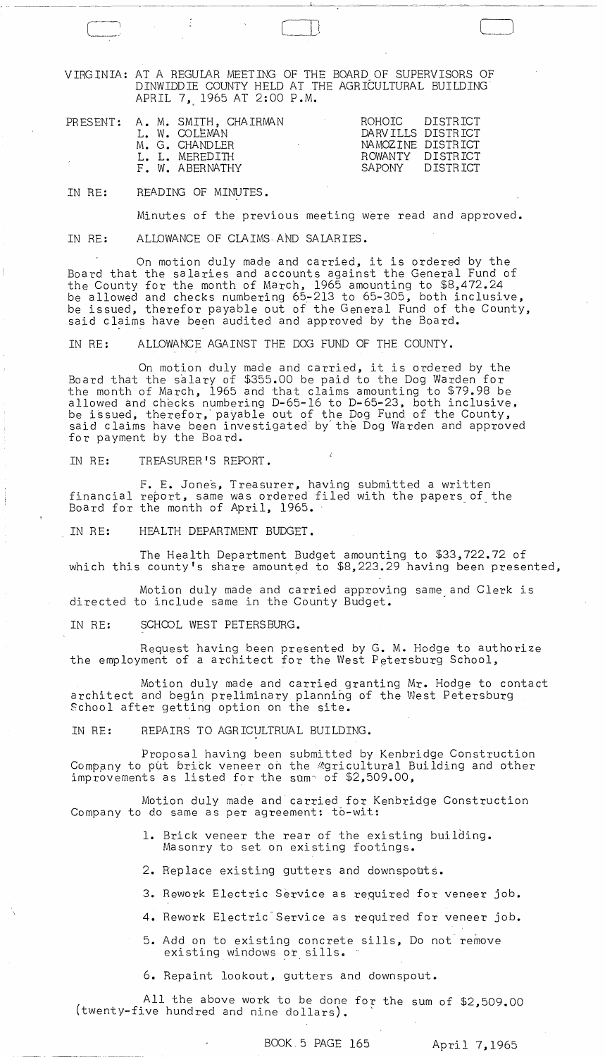VIRGINIA: AT A REGULAR MEETING OF THE BOARD OF SUPERVISORS OF DINWIDDIE COUNTY HELD AT THE AGRICULTURAL BUILDING APRIL 7, 1965 AT 2:00 P.M.

| PRESENT: | A. M. SMITH, CHAIRMAN | ROHOIC DISTRICT |
|---|---|---|
| | L. W. COLEMAN | DARVILLS DISTRICT |
| | M. G. CHANDLER | NAMOZINE DISTRICT |
| | L. L. MEREDITH | ROWANTY DISTRICT |
| | F. W. ABERNATHY | SAPONY DISTRICT |

IN RE: READING OF MINUTES.

Minutes of the previous meeting were read and approved.

IN RE: ALLOWANCE OF CLAIMS AND SALARIES.

On motion duly made and carried, it is ordered by the Board that the salaries and accounts against the General Fund of the County for the month of March, 1965 amounting to $8,472.24 be allowed and checks numbering 65-213 to 65-305, both inclusive, be issued, therefor payable out of the General Fund of the County, said claims have been audited and approved by the Board.

IN RE: ALLOWANCE AGAINST THE DOG FUND OF THE COUNTY.

On motion duly made and carried, it is ordered by the Board that the salary of $355.00 be paid to the Dog Warden for the month of March, 1965 and that claims amounting to $79.98 be allowed and checks numbering D-65-16 to D-65-23, both inclusive, be issued, therefor, payable out of the Dog Fund of the County, said claims have been investigated by the Dog Warden and approved for payment by the Board.

IN RE: TREASURER'S REPORT.

F. E. Jones, Treasurer, having submitted a written financial report, same was ordered filed with the papers of the Board for the month of April, 1965.

IN RE: HEALTH DEPARTMENT BUDGET.

The Health Department Budget amounting to $33,722.72 of which this county's share amounted to $8,223.29 having been presented,

Motion duly made and carried approving same and Clerk is directed to include same in the County Budget.

IN RE: SCHOOL WEST PETERSBURG.

Request having been presented by G. M. Hodge to authorize the employment of a architect for the West Petersburg School,

Motion duly made and carried granting Mr. Hodge to contact architect and begin preliminary planning of the West Petersburg School after getting option on the site.

IN RE: REPAIRS TO AGRICULTRUAL BUILDING.

Proposal having been submitted by Kenbridge Construction Company to put brick veneer on the Agricultural Building and other improvements as listed for the sum of $2,509.00,

Motion duly made and carried for Kenbridge Construction Company to do same as per agreement: to-wit:

1. Brick veneer the rear of the existing building. Masonry to set on existing footings.
2. Replace existing gutters and downspouts.
3. Rework Electric Service as required for veneer job.
4. Rework Electric Service as required for veneer job.
5. Add on to existing concrete sills, Do not remove existing windows or sills.
6. Repaint lookout, gutters and downspout.

All the above work to be done for the sum of $2,509.00 (twenty-five hundred and nine dollars).

BOOK 5 PAGE 165 April 7,1965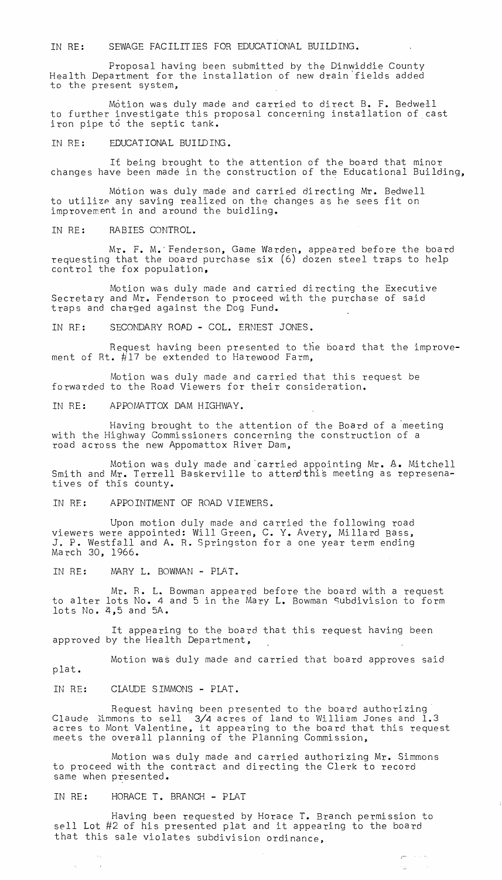IN RE: SEWAGE FACILITIES FOR EDUCATIONAL BUILDING.

Proposal having been submitted by the Dinwiddie County Health Department for the installation of new drain fields added to the present system,

Motion was duly made and carried to direct B. F. Bedwell to further investigate this proposal concerning installation of cast iron pipe to the septic tank.

IN RE: EDUCATIONAL BUILDING.

It being brought to the attention of the board that minor changes have been made in the construction of the Educational Building,

Motion was duly made and carried directing Mr. Bedwell to utilize any saving realized on the changes as he sees fit on improvement in and around the buidling.

IN RE: RABIES CONTROL.

Mr. F. M. Fenderson, Game Warden, appeared before the board requesting that the board purchase six (6) dozen steel traps to help control the fox population,

Motion was duly made and carried directing the Executive Secretary and Mr. Fenderson to proceed with the purchase of said traps and charged against the Dog Fund.

IN RE: SECONDARY ROAD - COL. ERNEST JONES.

Request having been presented to the board that the improvement of Rt. #17 be extended to Harewood Farm,

Motion was duly made and carried that this request be forwarded to the Road Viewers for their consideration.

IN RE: APPOMATTOX DAM HIGHWAY.

Having brought to the attention of the Board of a meeting with the Highway Commissioners concerning the construction of a road across the new Appomattox River Dam,

Motion was duly made and carried appointing Mr. A. Mitchell Smith and Mr. Terrell Baskerville to attend this meeting as represenatives of this county.

IN RE: APPOINTMENT OF ROAD VIEWERS.

Upon motion duly made and carried the following road viewers were appointed: Will Green, C. Y. Avery, Millard Bass, J. P. Westfall and A. R. Springston for a one year term ending March 30, 1966.

IN RE: MARY L. BOWMAN - PLAT.

Mr. R. L. Bowman appeared before the board with a request to alter lots No. 4 and 5 in the Mary L. Bowman Subdivision to form lots No. 4,5 and 5A.

It appearing to the board that this request having been approved by the Health Department,

Motion was duly made and carried that board approves said plat.

IN RE: CLAUDE SIMMONS - PLAT.

Request having been presented to the board authorizing Claude Simmons to sell 3/4 acres of land to William Jones and 1.3 acres to Mont Valentine, it appearing to the board that this request meets the overall planning of the Planning Commission,

Motion was duly made and carried authorizing Mr. Simmons to proceed with the contract and directing the Clerk to record same when presented.

IN RE: HORACE T. BRANCH - PLAT

Having been requested by Horace T. Branch permission to sell Lot #2 of his presented plat and it appearing to the board that this sale violates subdivision ordinance,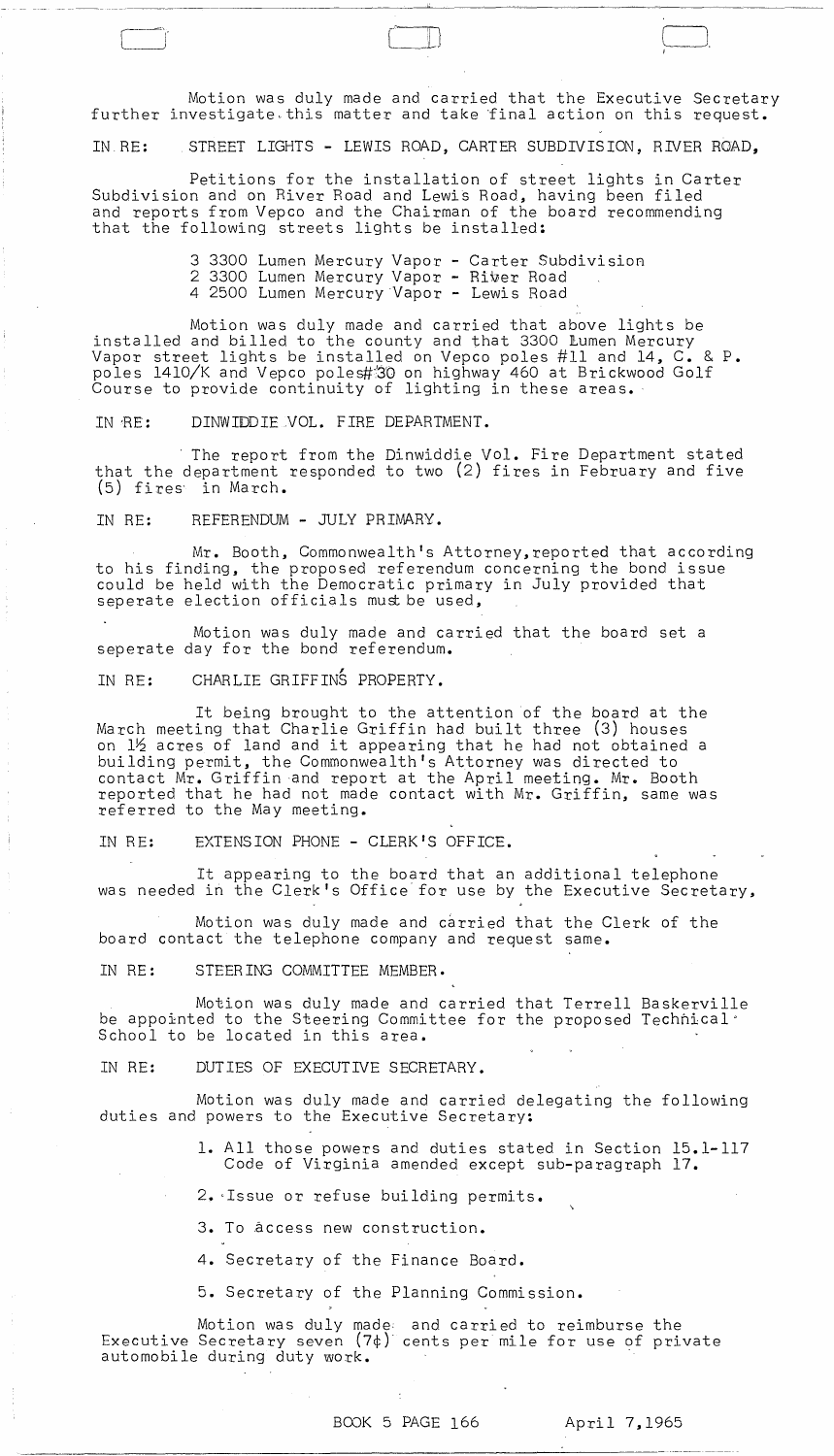Motion was duly made and carried that the Executive Secretary further investigate this matter and take final action on this request.

IN RE: STREET LIGHTS - LEWIS ROAD, CARTER SUBDIVISION, RIVER ROAD,

Petitions for the installation of street lights in Carter Subdivision and on River Road and Lewis Road, having been filed and reports from Vepco and the Chairman of the board recommending that the following streets lights be installed:

3 3300 Lumen Mercury Vapor - Carter Subdivision
2 3300 Lumen Mercury Vapor - River Road
4 2500 Lumen Mercury Vapor - Lewis Road

Motion was duly made and carried that above lights be installed and billed to the county and that 3300 Lumen Mercury Vapor street lights be installed on Vepco poles #11 and 14, C. & P. poles 1410/K and Vepco poles#30 on highway 460 at Brickwood Golf Course to provide continuity of lighting in these areas.

IN RE: DINWIDDIE VOL. FIRE DEPARTMENT.

The report from the Dinwiddie Vol. Fire Department stated that the department responded to two (2) fires in February and five (5) fires in March.

IN RE: REFERENDUM - JULY PRIMARY.

Mr. Booth, Commonwealth's Attorney, reported that according to his finding, the proposed referendum concerning the bond issue could be held with the Democratic primary in July provided that seperate election officials must be used,

Motion was duly made and carried that the board set a seperate day for the bond referendum.

IN RE: CHARLIE GRIFFINS PROPERTY.

It being brought to the attention of the board at the March meeting that Charlie Griffin had built three (3) houses on 1½ acres of land and it appearing that he had not obtained a building permit, the Commonwealth's Attorney was directed to contact Mr. Griffin and report at the April meeting. Mr. Booth reported that he had not made contact with Mr. Griffin, same was referred to the May meeting.

IN RE: EXTENSION PHONE - CLERK'S OFFICE.

It appearing to the board that an additional telephone was needed in the Clerk's Office for use by the Executive Secretary,

Motion was duly made and carried that the Clerk of the board contact the telephone company and request same.

IN RE: STEERING COMMITTEE MEMBER.

Motion was duly made and carried that Terrell Baskerville be appointed to the Steering Committee for the proposed Technical School to be located in this area.

IN RE: DUTIES OF EXECUTIVE SECRETARY.

Motion was duly made and carried delegating the following duties and powers to the Executive Secretary:

1. All those powers and duties stated in Section 15.1-117 Code of Virginia amended except sub-paragraph 17.
2. Issue or refuse building permits.
3. To access new construction.
4. Secretary of the Finance Board.
5. Secretary of the Planning Commission.

Motion was duly made and carried to reimburse the Executive Secretary seven (7¢) cents per mile for use of private automobile during duty work.

BOOK 5 PAGE 166 April 7,1965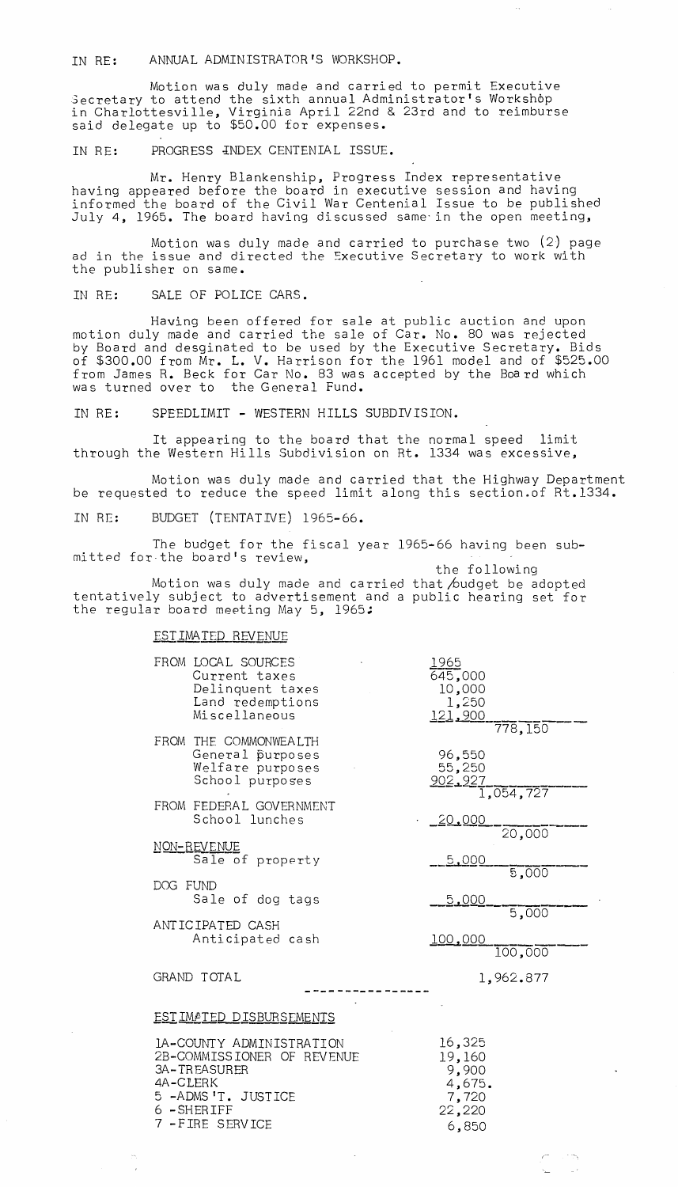IN RE: ANNUAL ADMINISTRATOR'S WORKSHOP.

Motion was duly made and carried to permit Executive Secretary to attend the sixth annual Administrator's Workshop in Charlottesville, Virginia April 22nd & 23rd and to reimburse said delegate up to $50.00 for expenses.

IN RE: PROGRESS INDEX CENTENIAL ISSUE.

Mr. Henry Blankenship, Progress Index representative having appeared before the board in executive session and having informed the board of the Civil War Centenial Issue to be published July 4, 1965. The board having discussed same in the open meeting,

Motion was duly made and carried to purchase two (2) page ad in the issue and directed the Executive Secretary to work with the publisher on same.

IN RE: SALE OF POLICE CARS.

Having been offered for sale at public auction and upon motion duly made and carried the sale of Car. No. 80 was rejected by Board and desginated to be used by the Executive Secretary. Bids of $300.00 from Mr. L. V. Harrison for the 1961 model and of $525.00 from James R. Beck for Car No. 83 was accepted by the Board which was turned over to the General Fund.

IN RE: SPEEDLIMIT - WESTERN HILLS SUBDIVISION.

It appearing to the board that the normal speed limit through the Western Hills Subdivision on Rt. 1334 was excessive,

Motion was duly made and carried that the Highway Department be requested to reduce the speed limit along this section.of Rt.1334.

IN RE: BUDGET (TENTATIVE) 1965-66.

The budget for the fiscal year 1965-66 having been submitted for the board's review,

Motion was duly made and carried that the following budget be adopted tentatively subject to advertisement and a public hearing set for the regular board meeting May 5, 1965:

ESTIMATED REVENUE

| | 1965 | |
|---|---|---|
| FROM LOCAL SOURCES | | |
| Current taxes | 645,000 | |
| Delinquent taxes | 10,000 | |
| Land redemptions | 1,250 | |
| Miscellaneous | 121,900 | |
| | | 778,150 |
| FROM THE COMMONWEALTH | | |
| General purposes | 96,550 | |
| Welfare purposes | 55,250 | |
| School purposes | 902,927 | |
| | | 1,054,727 |
| FROM FEDERAL GOVERNMENT | | |
| School lunches | 20,000 | |
| | | 20,000 |
| NON-REVENUE | | |
| Sale of property | 5,000 | |
| | | 5,000 |
| DOG FUND | | |
| Sale of dog tags | 5,000 | |
| | | 5,000 |
| ANTICIPATED CASH | | |
| Anticipated cash | 100,000 | |
| | | 100,000 |
| GRAND TOTAL | | 1,962.877 |

ESTIMATED DISBURSEMENTS

| | |
|---|---|
| 1A-COUNTY ADMINISTRATION | 16,325 |
| 2B-COMMISSIONER OF REVENUE | 19,160 |
| 3A-TREASURER | 9,900 |
| 4A-CLERK | 4,675. |
| 5 -ADMS'T. JUSTICE | 7,720 |
| 6 -SHERIFF | 22,220 |
| 7 -FIRE SERVICE | 6,850 |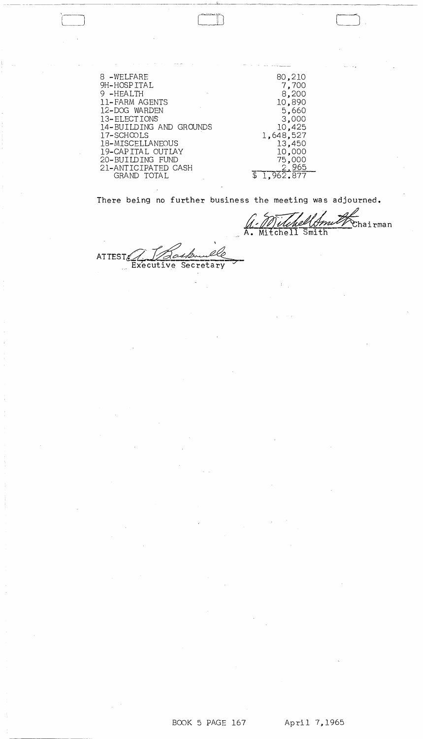| | |
|---|---|
| 8 -WELFARE | 80,210 |
| 9H-HOSPITAL | 7,700 |
| 9 -HEALTH | 8,200 |
| 11-FARM AGENTS | 10,890 |
| 12-DOG WARDEN | 5,660 |
| 13-ELECTIONS | 3,000 |
| 14-BUILDING AND GROUNDS | 10,425 |
| 17-SCHOOLS | 1,648,527 |
| 18-MISCELLANEOUS | 13,450 |
| 19-CAPITAL OUTLAY | 10,000 |
| 20-BUILDING FUND | 75,000 |
| 21-ANTICIPATED CASH | 2,965 |
| GRAND TOTAL | $ 1,962.877 |

There being no further business the meeting was adjourned.

A. Mitchell Smith Chairman
A. Mitchell Smith

ATTEST A. T. Baskerville
Executive Secretary

BOOK 5 PAGE 167 April 7,1965